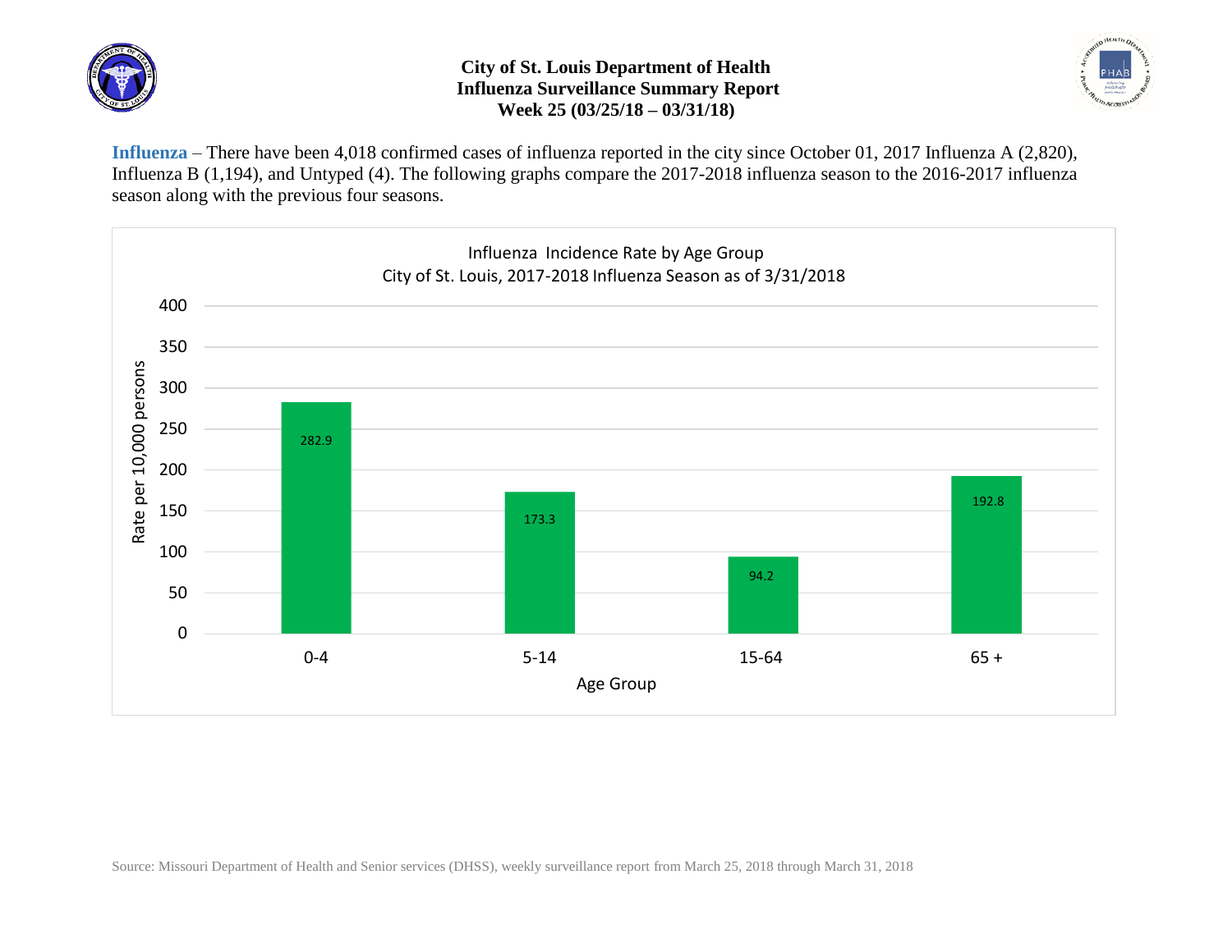# City of St. Louis Department of Health
## Influenza Surveillance Summary Report
### Week 25 (03/25/18 – 03/31/18)

**Influenza** – There have been 4,018 confirmed cases of influenza reported in the city since October 01, 2017 Influenza A (2,820), Influenza B (1,194), and Untyped (4). The following graphs compare the 2017-2018 influenza season to the 2016-2017 influenza season along with the previous four seasons.

Influenza Incidence Rate by Age Group
City of St. Louis, 2017-2018 Influenza Season as of 3/31/2018

| Age Group | Rate per 10,000 persons |
| --- | --- |
| 0-4 | 282.9 |
| 5-14 | 173.3 |
| 15-64 | 94.2 |
| 65 + | 192.8 |

Source: Missouri Department of Health and Senior services (DHSS), weekly surveillance report from March 25, 2018 through March 31, 2018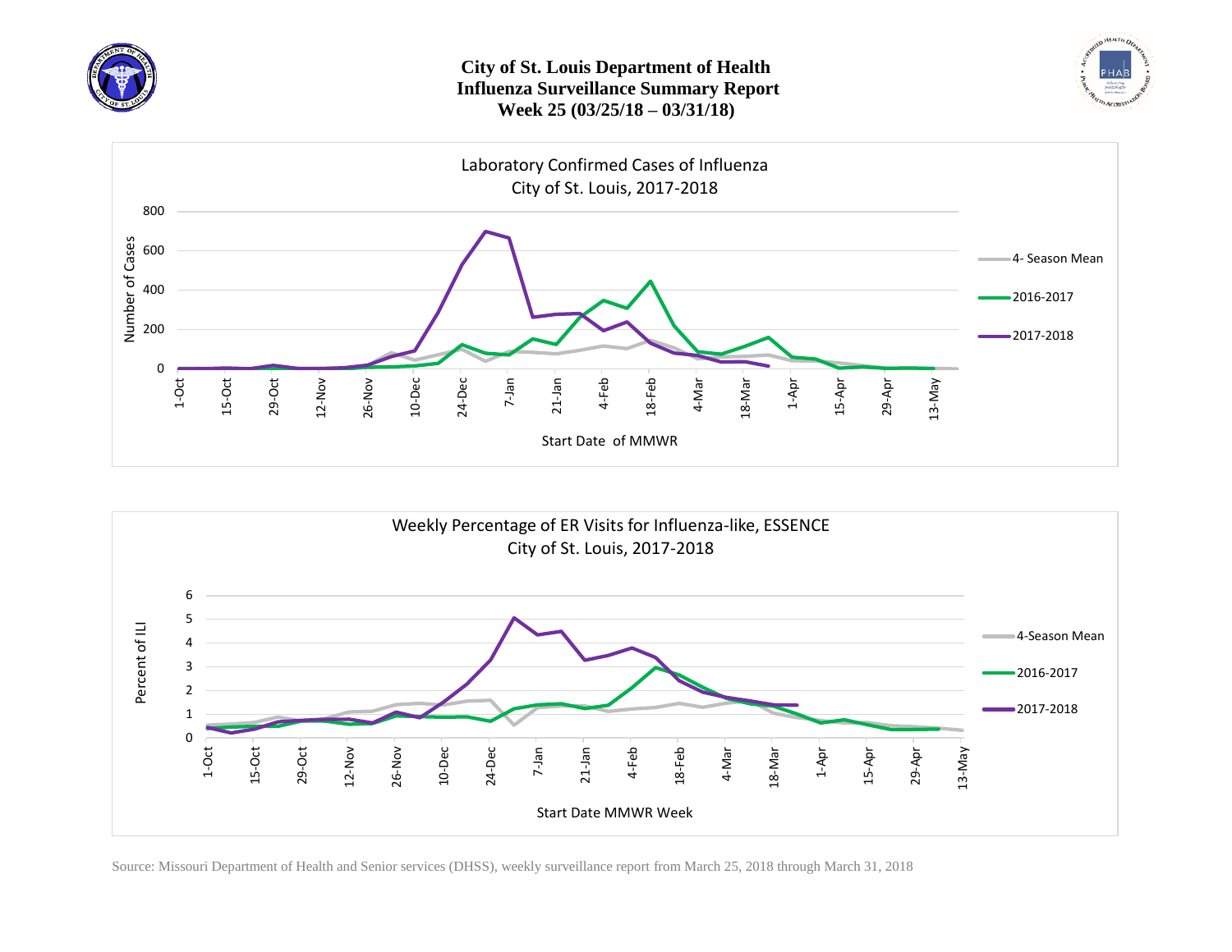# City of St. Louis Department of Health
## Influenza Surveillance Summary Report
### Week 25 (03/25/18 – 03/31/18)

Laboratory Confirmed Cases of Influenza
City of St. Louis, 2017-2018

Number of Cases

800
600
400
200
0

1-Oct
15-Oct
29-Oct
12-Nov
26-Nov
10-Dec
24-Dec
7-Jan
21-Jan
4-Feb
18-Feb
4-Mar
18-Mar
1-Apr
15-Apr
29-Apr
13-May

Start Date of MMWR

4- Season Mean
2016-2017
2017-2018

Weekly Percentage of ER Visits for Influenza-like, ESSENCE
City of St. Louis, 2017-2018

Percent of ILI

6
5
4
3
2
1
0

1-Oct
15-Oct
29-Oct
12-Nov
26-Nov
10-Dec
24-Dec
7-Jan
21-Jan
4-Feb
18-Feb
4-Mar
18-Mar
1-Apr
15-Apr
29-Apr
13-May

Start Date MMWR Week

4-Season Mean
2016-2017
2017-2018

Source: Missouri Department of Health and Senior services (DHSS), weekly surveillance report from March 25, 2018 through March 31, 2018